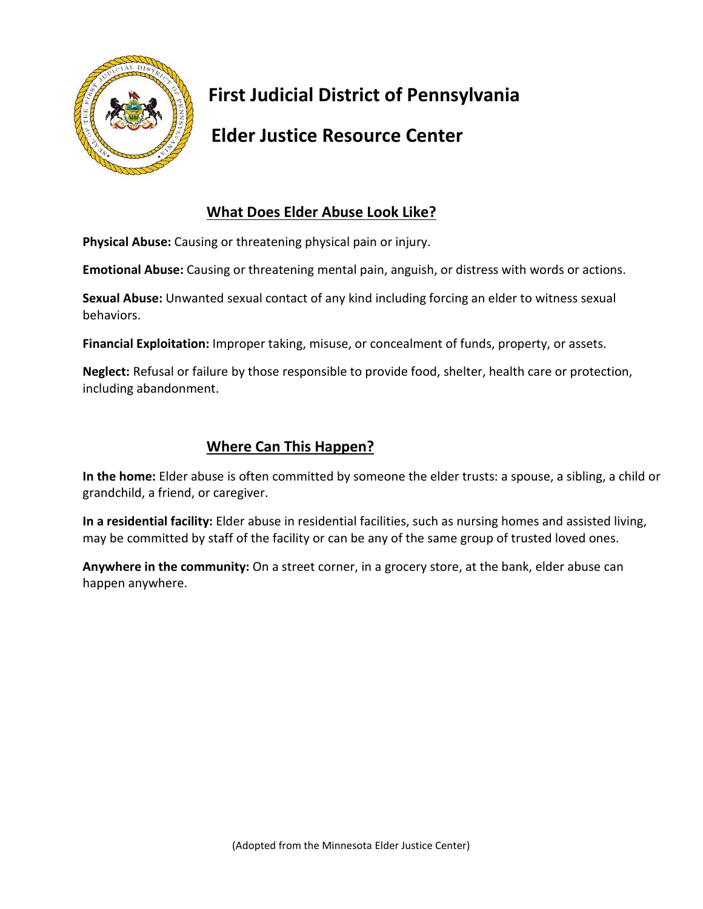# First Judicial District of Pennsylvania

# Elder Justice Resource Center

## What Does Elder Abuse Look Like?

**Physical Abuse:** Causing or threatening physical pain or injury.

**Emotional Abuse:** Causing or threatening mental pain, anguish, or distress with words or actions.

**Sexual Abuse:** Unwanted sexual contact of any kind including forcing an elder to witness sexual behaviors.

**Financial Exploitation:** Improper taking, misuse, or concealment of funds, property, or assets.

**Neglect:** Refusal or failure by those responsible to provide food, shelter, health care or protection, including abandonment.

## Where Can This Happen?

**In the home:** Elder abuse is often committed by someone the elder trusts: a spouse, a sibling, a child or grandchild, a friend, or caregiver.

**In a residential facility:** Elder abuse in residential facilities, such as nursing homes and assisted living, may be committed by staff of the facility or can be any of the same group of trusted loved ones.

**Anywhere in the community:** On a street corner, in a grocery store, at the bank, elder abuse can happen anywhere.

(Adopted from the Minnesota Elder Justice Center)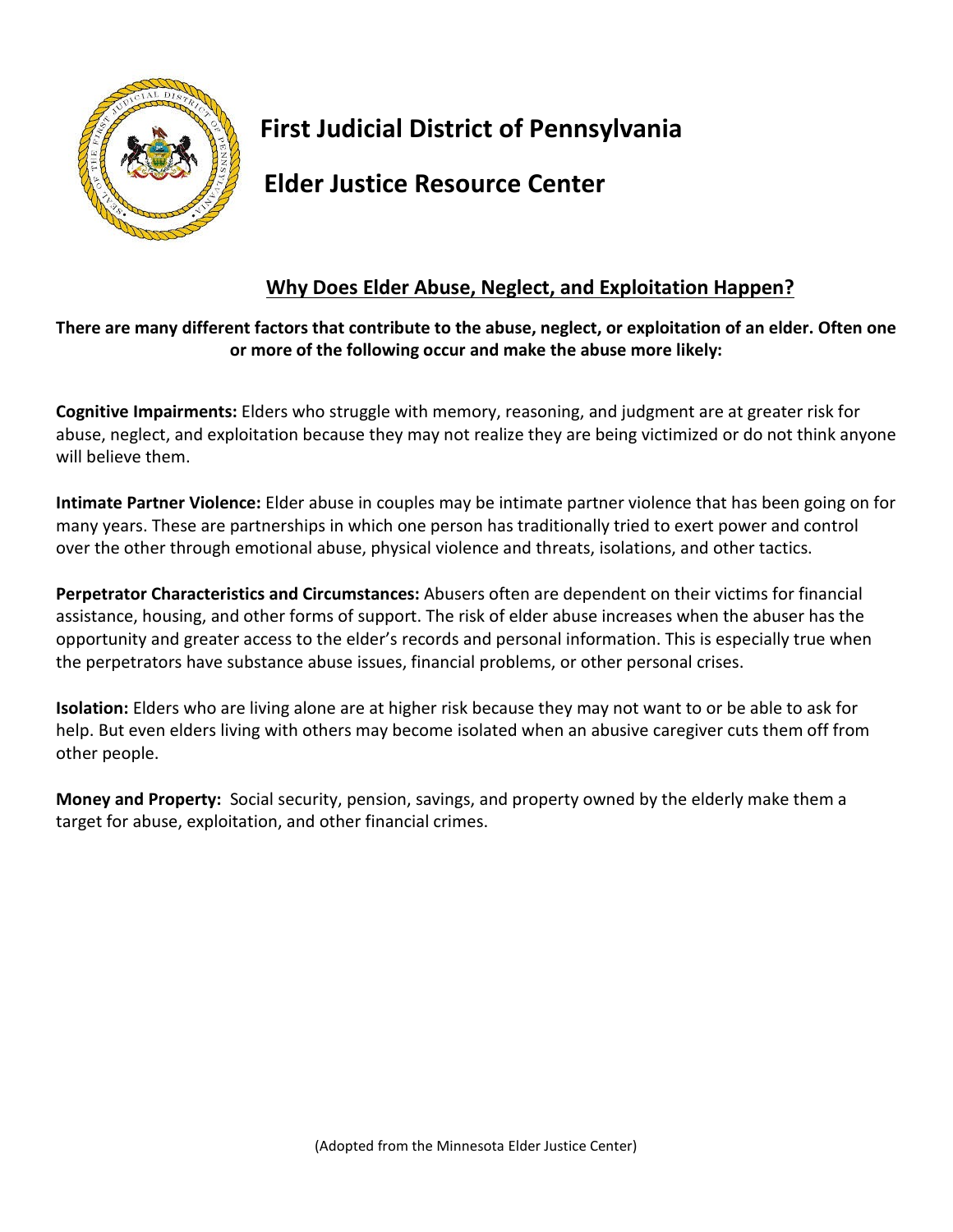# First Judicial District of Pennsylvania

# Elder Justice Resource Center

## Why Does Elder Abuse, Neglect, and Exploitation Happen?

**There are many different factors that contribute to the abuse, neglect, or exploitation of an elder. Often one or more of the following occur and make the abuse more likely:**

**Cognitive Impairments:** Elders who struggle with memory, reasoning, and judgment are at greater risk for abuse, neglect, and exploitation because they may not realize they are being victimized or do not think anyone will believe them.

**Intimate Partner Violence:** Elder abuse in couples may be intimate partner violence that has been going on for many years. These are partnerships in which one person has traditionally tried to exert power and control over the other through emotional abuse, physical violence and threats, isolations, and other tactics.

**Perpetrator Characteristics and Circumstances:** Abusers often are dependent on their victims for financial assistance, housing, and other forms of support. The risk of elder abuse increases when the abuser has the opportunity and greater access to the elder's records and personal information. This is especially true when the perpetrators have substance abuse issues, financial problems, or other personal crises.

**Isolation:** Elders who are living alone are at higher risk because they may not want to or be able to ask for help. But even elders living with others may become isolated when an abusive caregiver cuts them off from other people.

**Money and Property:** Social security, pension, savings, and property owned by the elderly make them a target for abuse, exploitation, and other financial crimes.

(Adopted from the Minnesota Elder Justice Center)